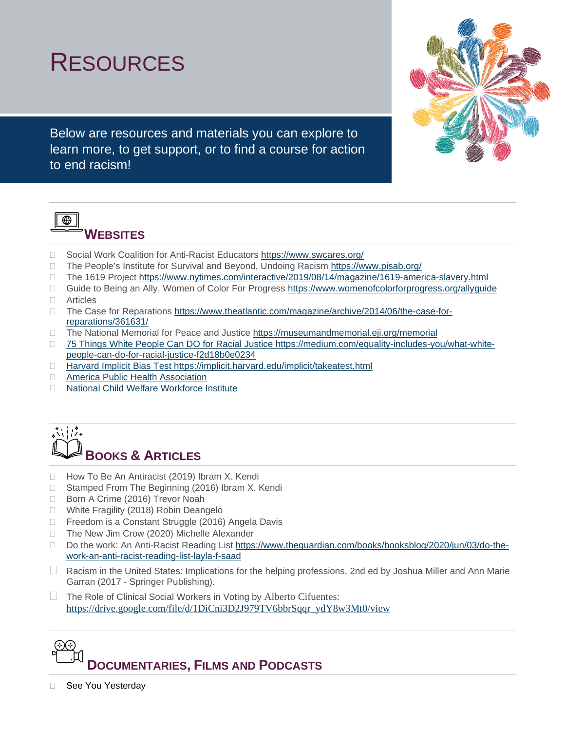# RESOURCES

Below are resources and materials you can explore to learn more, to get support, or to find a course for action to end racism!

## WEBSITES

- Social Work Coalition for Anti-Racist Educators https://www.swcares.org/
- The People's Institute for Survival and Beyond, Undoing Racism https://www.pisab.org/
- The 1619 Project https://www.nytimes.com/interactive/2019/08/14/magazine/1619-america-slavery.html
- Guide to Being an Ally, Women of Color For Progress https://www.womenofcolorforprogress.org/allyguide
- Articles
- The Case for Reparations https://www.theatlantic.com/magazine/archive/2014/06/the-case-for-reparations/361631/
- The National Memorial for Peace and Justice https://museumandmemorial.eji.org/memorial
- 75 Things White People Can DO for Racial Justice https://medium.com/equality-includes-you/what-white-people-can-do-for-racial-justice-f2d18b0e0234
- Harvard Implicit Bias Test https://implicit.harvard.edu/implicit/takeatest.html
- America Public Health Association
- National Child Welfare Workforce Institute

## BOOKS & ARTICLES

- How To Be An Antiracist (2019) Ibram X. Kendi
- Stamped From The Beginning (2016) Ibram X. Kendi
- Born A Crime (2016) Trevor Noah
- White Fragility (2018) Robin Deangelo
- Freedom is a Constant Struggle (2016) Angela Davis
- The New Jim Crow (2020) Michelle Alexander
- Do the work: An Anti-Racist Reading List https://www.theguardian.com/books/booksblog/2020/jun/03/do-the-work-an-anti-racist-reading-list-layla-f-saad
- Racism in the United States: Implications for the helping professions, 2nd ed by Joshua Miller and Ann Marie Garran (2017 - Springer Publishing).
- The Role of Clinical Social Workers in Voting by Alberto Cifuentes: https://drive.google.com/file/d/1DiCni3D2J979TV6bbrSqqr_ydY8w3Mt0/view

## DOCUMENTARIES, FILMS AND PODCASTS

- See You Yesterday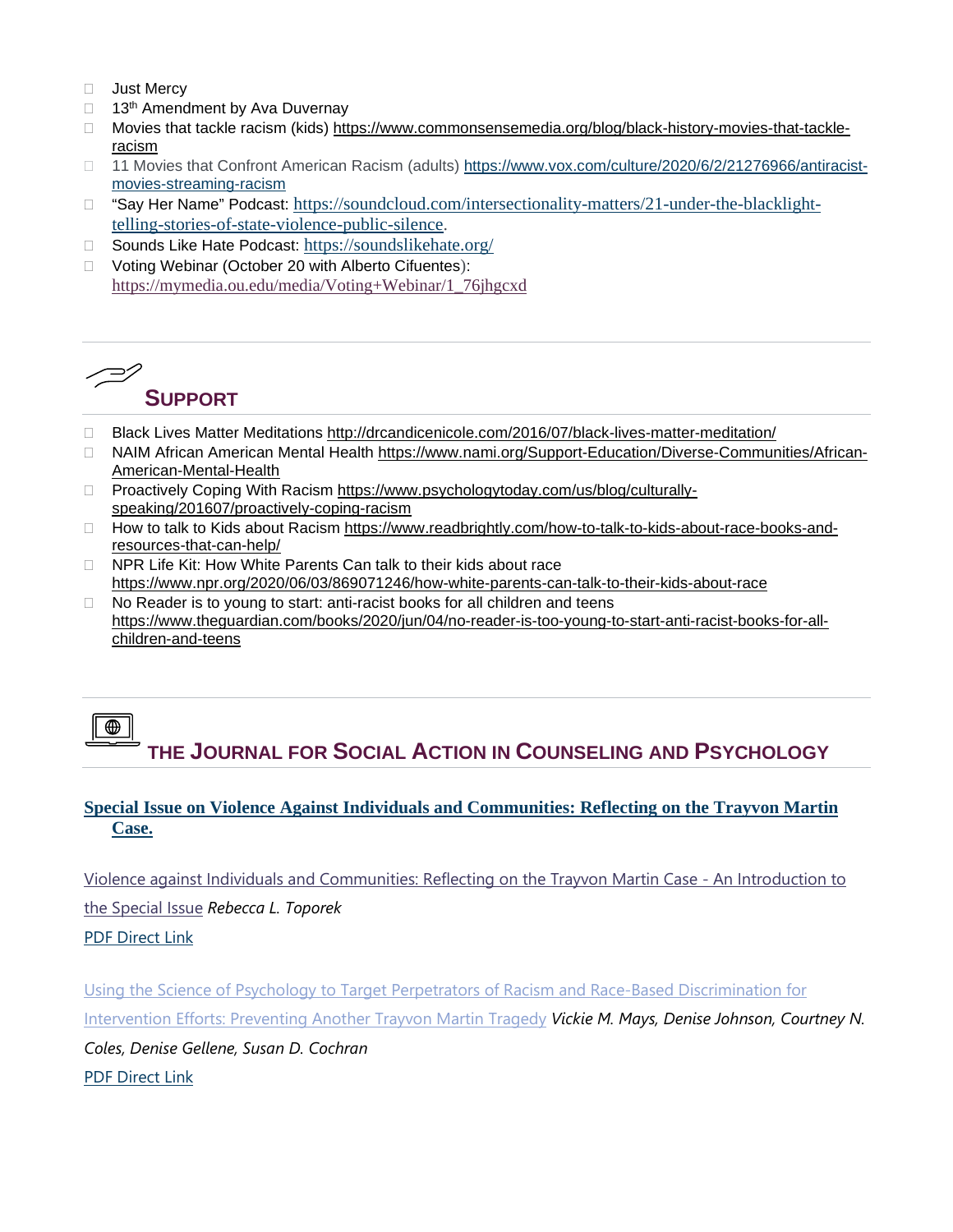- Just Mercy
- 13th Amendment by Ava Duvernay
- Movies that tackle racism (kids) https://www.commonsensemedia.org/blog/black-history-movies-that-tackle-racism
- 11 Movies that Confront American Racism (adults) https://www.vox.com/culture/2020/6/2/21276966/antiracist-movies-streaming-racism
- "Say Her Name" Podcast: https://soundcloud.com/intersectionality-matters/21-under-the-blacklight-telling-stories-of-state-violence-public-silence.
- Sounds Like Hate Podcast: https://soundslikehate.org/
- Voting Webinar (October 20 with Alberto Cifuentes): https://mymedia.ou.edu/media/Voting+Webinar/1_76jhgcxd

## SUPPORT

- Black Lives Matter Meditations http://drcandicenicole.com/2016/07/black-lives-matter-meditation/
- NAIM African American Mental Health https://www.nami.org/Support-Education/Diverse-Communities/African-American-Mental-Health
- Proactively Coping With Racism https://www.psychologytoday.com/us/blog/culturally-speaking/201607/proactively-coping-racism
- How to talk to Kids about Racism https://www.readbrightly.com/how-to-talk-to-kids-about-race-books-and-resources-that-can-help/
- NPR Life Kit: How White Parents Can talk to their kids about race https://www.npr.org/2020/06/03/869071246/how-white-parents-can-talk-to-their-kids-about-race
- No Reader is to young to start: anti-racist books for all children and teens https://www.theguardian.com/books/2020/jun/04/no-reader-is-too-young-to-start-anti-racist-books-for-all-children-and-teens

## THE JOURNAL FOR SOCIAL ACTION IN COUNSELING AND PSYCHOLOGY

**Special Issue on Violence Against Individuals and Communities: Reflecting on the Trayvon Martin Case.**

Violence against Individuals and Communities: Reflecting on the Trayvon Martin Case - An Introduction to the Special Issue *Rebecca L. Toporek*

PDF Direct Link

Using the Science of Psychology to Target Perpetrators of Racism and Race-Based Discrimination for Intervention Efforts: Preventing Another Trayvon Martin Tragedy *Vickie M. Mays, Denise Johnson, Courtney N. Coles, Denise Gellene, Susan D. Cochran*

PDF Direct Link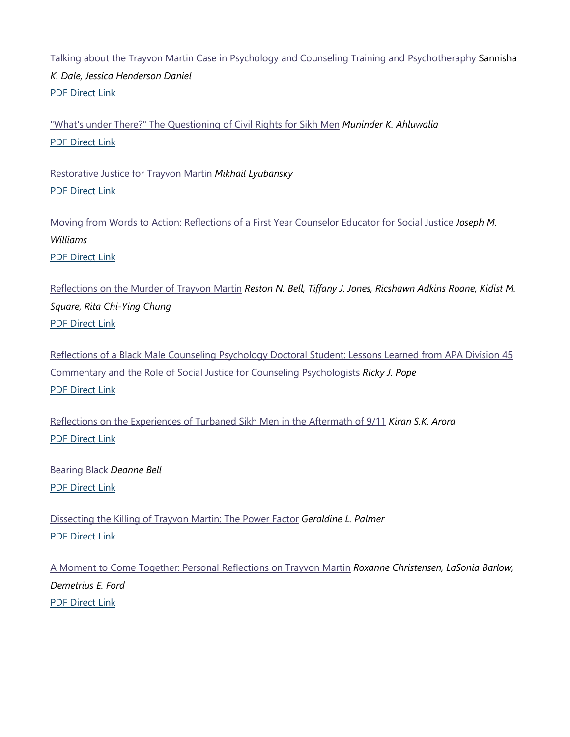Talking about the Trayvon Martin Case in Psychology and Counseling Training and Psychotherapy Sannisha *K. Dale, Jessica Henderson Daniel*
PDF Direct Link

"What's under There?" The Questioning of Civil Rights for Sikh Men *Muninder K. Ahluwalia*
PDF Direct Link

Restorative Justice for Trayvon Martin *Mikhail Lyubansky*
PDF Direct Link

Moving from Words to Action: Reflections of a First Year Counselor Educator for Social Justice *Joseph M. Williams*
PDF Direct Link

Reflections on the Murder of Trayvon Martin *Reston N. Bell, Tiffany J. Jones, Ricshawn Adkins Roane, Kidist M. Square, Rita Chi-Ying Chung*
PDF Direct Link

Reflections of a Black Male Counseling Psychology Doctoral Student: Lessons Learned from APA Division 45 Commentary and the Role of Social Justice for Counseling Psychologists *Ricky J. Pope*
PDF Direct Link

Reflections on the Experiences of Turbaned Sikh Men in the Aftermath of 9/11 *Kiran S.K. Arora*
PDF Direct Link

Bearing Black *Deanne Bell*
PDF Direct Link

Dissecting the Killing of Trayvon Martin: The Power Factor *Geraldine L. Palmer*
PDF Direct Link

A Moment to Come Together: Personal Reflections on Trayvon Martin *Roxanne Christensen, LaSonia Barlow, Demetrius E. Ford*
PDF Direct Link